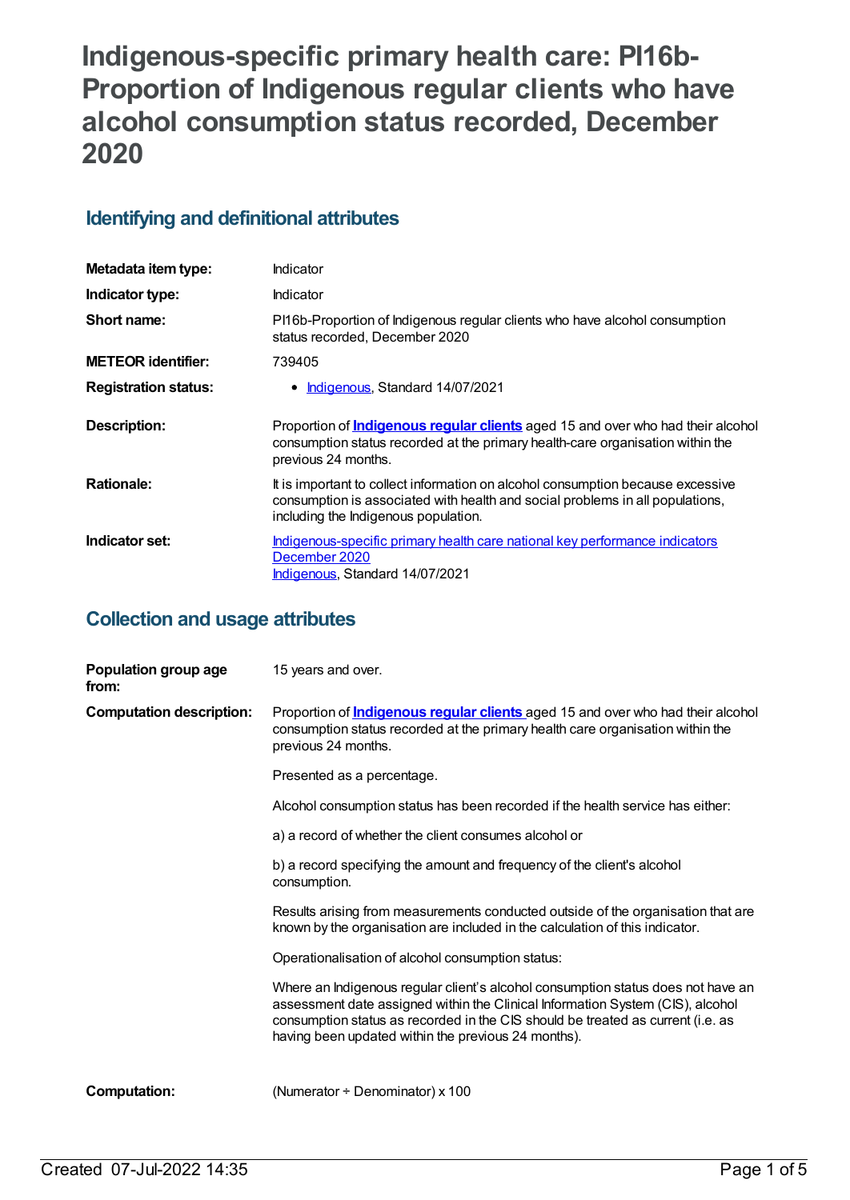# Indigenous-specific primary health care: PI16b-Proportion of Indigenous regular clients who have alcohol consumption status recorded, December 2020

## Identifying and definitional attributes

| | |
|---|---|
| **Metadata item type:** | Indicator |
| **Indicator type:** | Indicator |
| **Short name:** | PI16b-Proportion of Indigenous regular clients who have alcohol consumption status recorded, December 2020 |
| **METEOR identifier:** | 739405 |
| **Registration status:** | • Indigenous, Standard 14/07/2021 |
| **Description:** | Proportion of **Indigenous regular clients** aged 15 and over who had their alcohol consumption status recorded at the primary health-care organisation within the previous 24 months. |
| **Rationale:** | It is important to collect information on alcohol consumption because excessive consumption is associated with health and social problems in all populations, including the Indigenous population. |
| **Indicator set:** | Indigenous-specific primary health care national key performance indicators December 2020<br>Indigenous, Standard 14/07/2021 |

## Collection and usage attributes

**Population group age from:** 15 years and over.

**Computation description:** Proportion of **Indigenous regular clients** aged 15 and over who had their alcohol consumption status recorded at the primary health care organisation within the previous 24 months.

Presented as a percentage.

Alcohol consumption status has been recorded if the health service has either:

a) a record of whether the client consumes alcohol or

b) a record specifying the amount and frequency of the client's alcohol consumption.

Results arising from measurements conducted outside of the organisation that are known by the organisation are included in the calculation of this indicator.

Operationalisation of alcohol consumption status:

Where an Indigenous regular client's alcohol consumption status does not have an assessment date assigned within the Clinical Information System (CIS), alcohol consumption status as recorded in the CIS should be treated as current (i.e. as having been updated within the previous 24 months).

**Computation:** (Numerator ÷ Denominator) x 100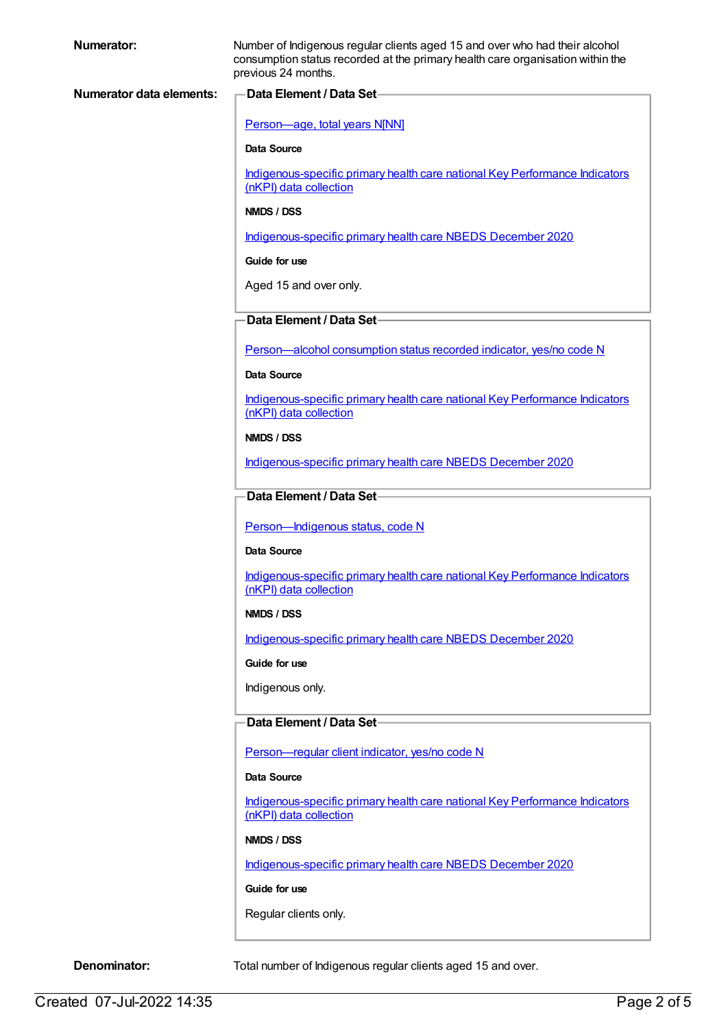**Numerator:** Number of Indigenous regular clients aged 15 and over who had their alcohol consumption status recorded at the primary health care organisation within the previous 24 months.

**Numerator data elements:**

**Data Element / Data Set**

Person—age, total years N[NN]

**Data Source**

Indigenous-specific primary health care national Key Performance Indicators (nKPI) data collection

**NMDS / DSS**

Indigenous-specific primary health care NBEDS December 2020

**Guide for use**

Aged 15 and over only.

**Data Element / Data Set**

Person—alcohol consumption status recorded indicator, yes/no code N

**Data Source**

Indigenous-specific primary health care national Key Performance Indicators (nKPI) data collection

**NMDS / DSS**

Indigenous-specific primary health care NBEDS December 2020

**Data Element / Data Set**

Person—Indigenous status, code N

**Data Source**

Indigenous-specific primary health care national Key Performance Indicators (nKPI) data collection

**NMDS / DSS**

Indigenous-specific primary health care NBEDS December 2020

**Guide for use**

Indigenous only.

**Data Element / Data Set**

Person—regular client indicator, yes/no code N

**Data Source**

Indigenous-specific primary health care national Key Performance Indicators (nKPI) data collection

**NMDS / DSS**

Indigenous-specific primary health care NBEDS December 2020

**Guide for use**

Regular clients only.

**Denominator:** Total number of Indigenous regular clients aged 15 and over.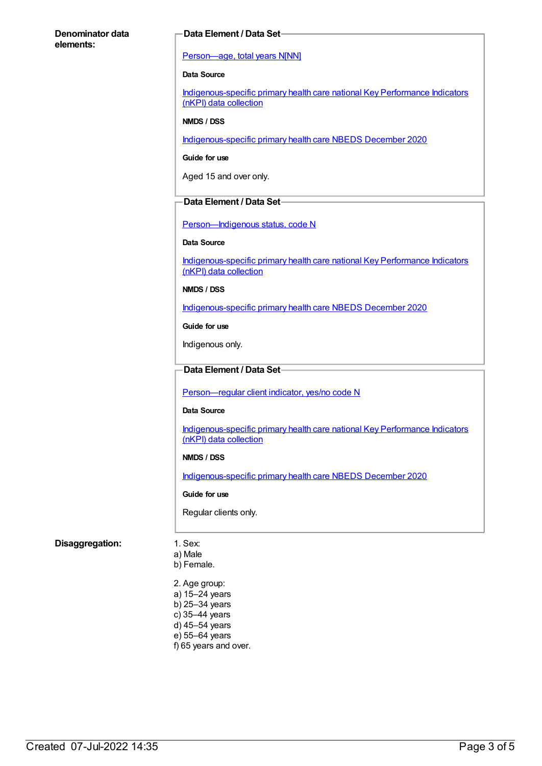**Denominator data elements:**

**Data Element / Data Set**

Person—age, total years N[NN]

**Data Source**

Indigenous-specific primary health care national Key Performance Indicators (nKPI) data collection

**NMDS / DSS**

Indigenous-specific primary health care NBEDS December 2020

**Guide for use**

Aged 15 and over only.

**Data Element / Data Set**

Person—Indigenous status, code N

**Data Source**

Indigenous-specific primary health care national Key Performance Indicators (nKPI) data collection

**NMDS / DSS**

Indigenous-specific primary health care NBEDS December 2020

**Guide for use**

Indigenous only.

**Data Element / Data Set**

Person—regular client indicator, yes/no code N

**Data Source**

Indigenous-specific primary health care national Key Performance Indicators (nKPI) data collection

**NMDS / DSS**

Indigenous-specific primary health care NBEDS December 2020

**Guide for use**

Regular clients only.

**Disaggregation:**

1. Sex:
a) Male
b) Female.

2. Age group:
a) 15–24 years
b) 25–34 years
c) 35–44 years
d) 45–54 years
e) 55–64 years
f) 65 years and over.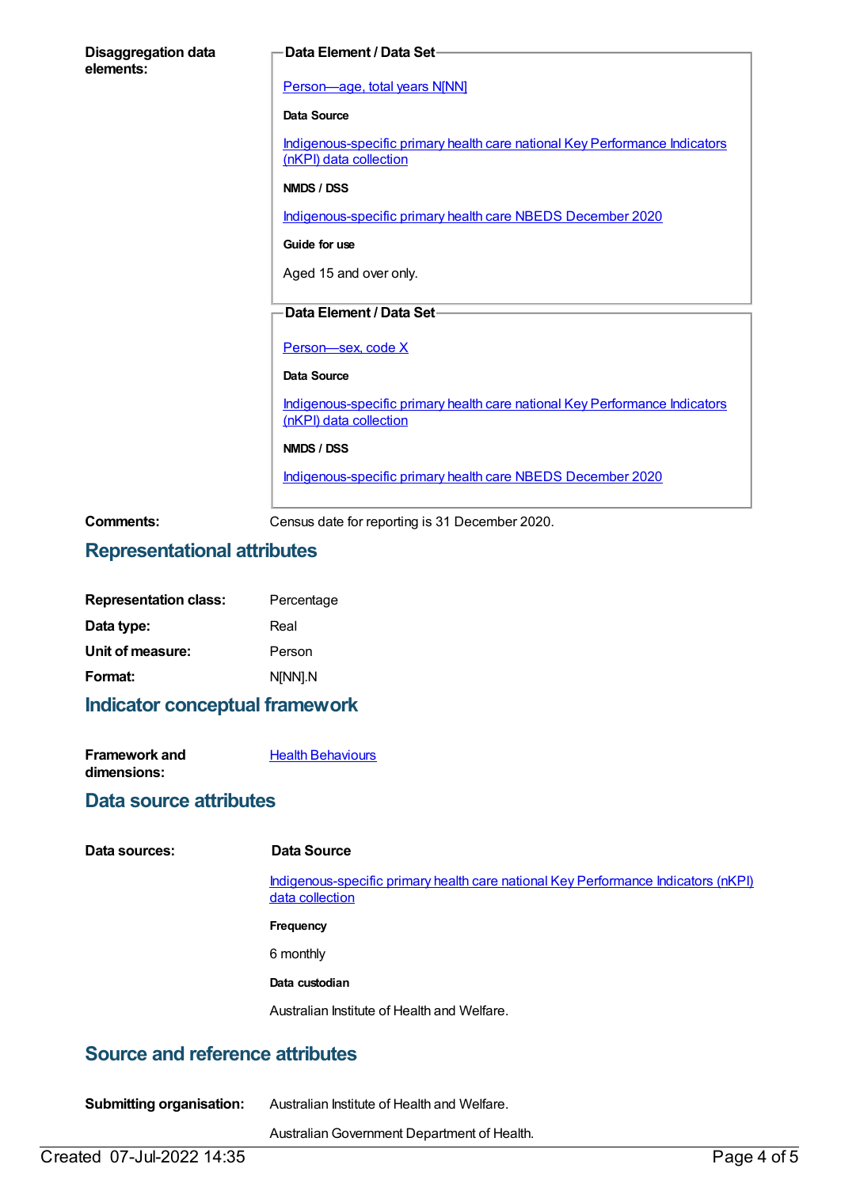**Disaggregation data elements:**

**Data Element / Data Set**

[Person—age, total years N[NN]](#)

**Data Source**

[Indigenous-specific primary health care national Key Performance Indicators (nKPI) data collection](#)

**NMDS / DSS**

[Indigenous-specific primary health care NBEDS December 2020](#)

**Guide for use**

Aged 15 and over only.

**Data Element / Data Set**

[Person—sex, code X](#)

**Data Source**

[Indigenous-specific primary health care national Key Performance Indicators (nKPI) data collection](#)

**NMDS / DSS**

[Indigenous-specific primary health care NBEDS December 2020](#)

**Comments:** Census date for reporting is 31 December 2020.

## Representational attributes

**Representation class:** Percentage

**Data type:** Real

**Unit of measure:** Person

**Format:** N[NN].N

## Indicator conceptual framework

**Framework and dimensions:** [Health Behaviours](#)

## Data source attributes

**Data sources:**

**Data Source**

[Indigenous-specific primary health care national Key Performance Indicators (nKPI) data collection](#)

**Frequency**

6 monthly

**Data custodian**

Australian Institute of Health and Welfare.

## Source and reference attributes

**Submitting organisation:** Australian Institute of Health and Welfare.

Australian Government Department of Health.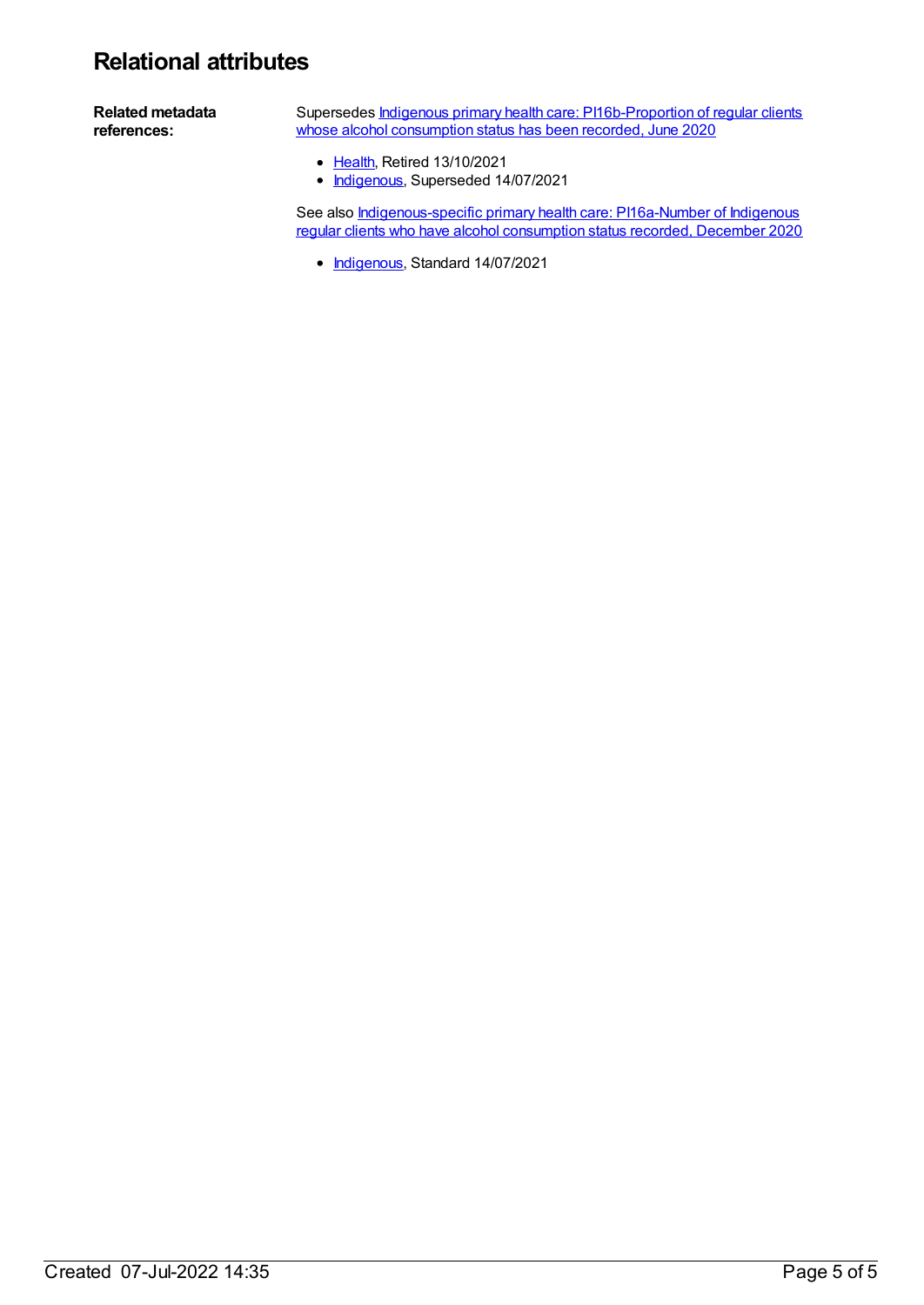## Relational attributes

**Related metadata references:**

Supersedes Indigenous primary health care: PI16b-Proportion of regular clients whose alcohol consumption status has been recorded, June 2020

- Health, Retired 13/10/2021
- Indigenous, Superseded 14/07/2021

See also Indigenous-specific primary health care: PI16a-Number of Indigenous regular clients who have alcohol consumption status recorded, December 2020

- Indigenous, Standard 14/07/2021